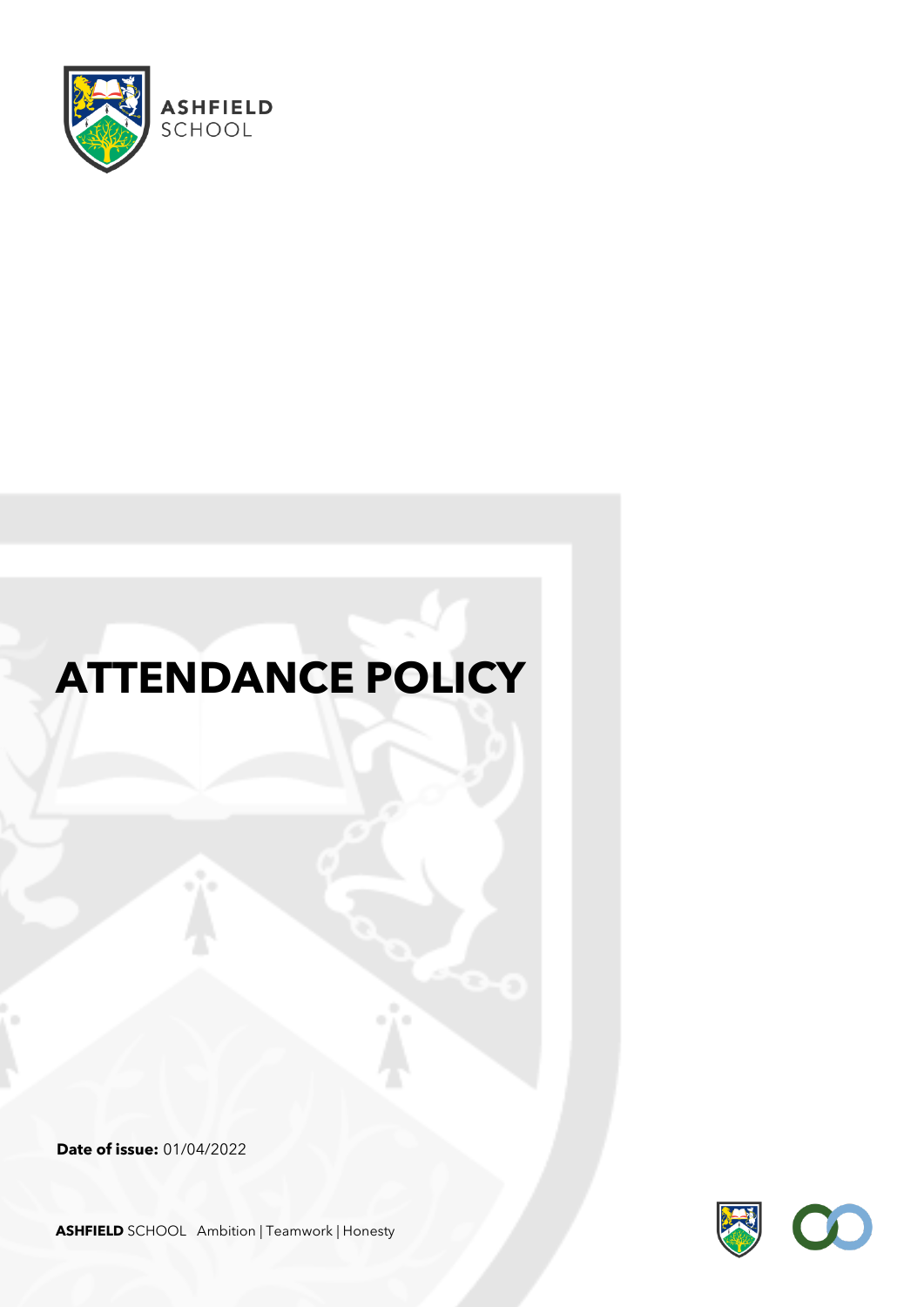ASHFIELD SCHOOL

# ATTENDANCE POLICY

**Date of issue:** 01/04/2022

**ASHFIELD** SCHOOL Ambition | Teamwork | Honesty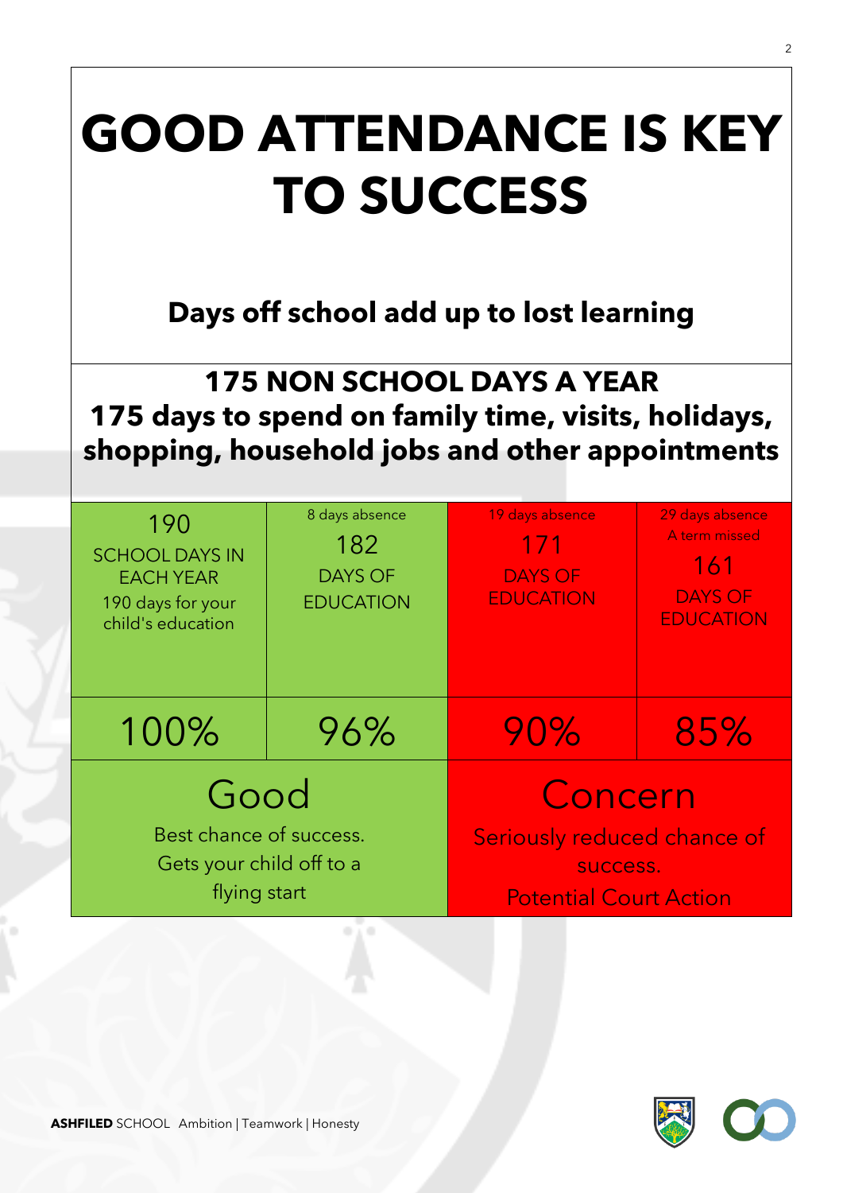# GOOD ATTENDANCE IS KEY TO SUCCESS

**Days off school add up to lost learning**

## 175 NON SCHOOL DAYS A YEAR

**175 days to spend on family time, visits, holidays, shopping, household jobs and other appointments**

| 190 SCHOOL DAYS IN EACH YEAR 190 days for your child's education | 8 days absence 182 DAYS OF EDUCATION | 19 days absence 171 DAYS OF EDUCATION | 29 days absence A term missed 161 DAYS OF EDUCATION |
|---|---|---|---|
| 100% | 96% | 90% | 85% |
| Good Best chance of success. Gets your child off to a flying start | | Concern Seriously reduced chance of success. Potential Court Action | |

**ASHFILED** SCHOOL Ambition | Teamwork | Honesty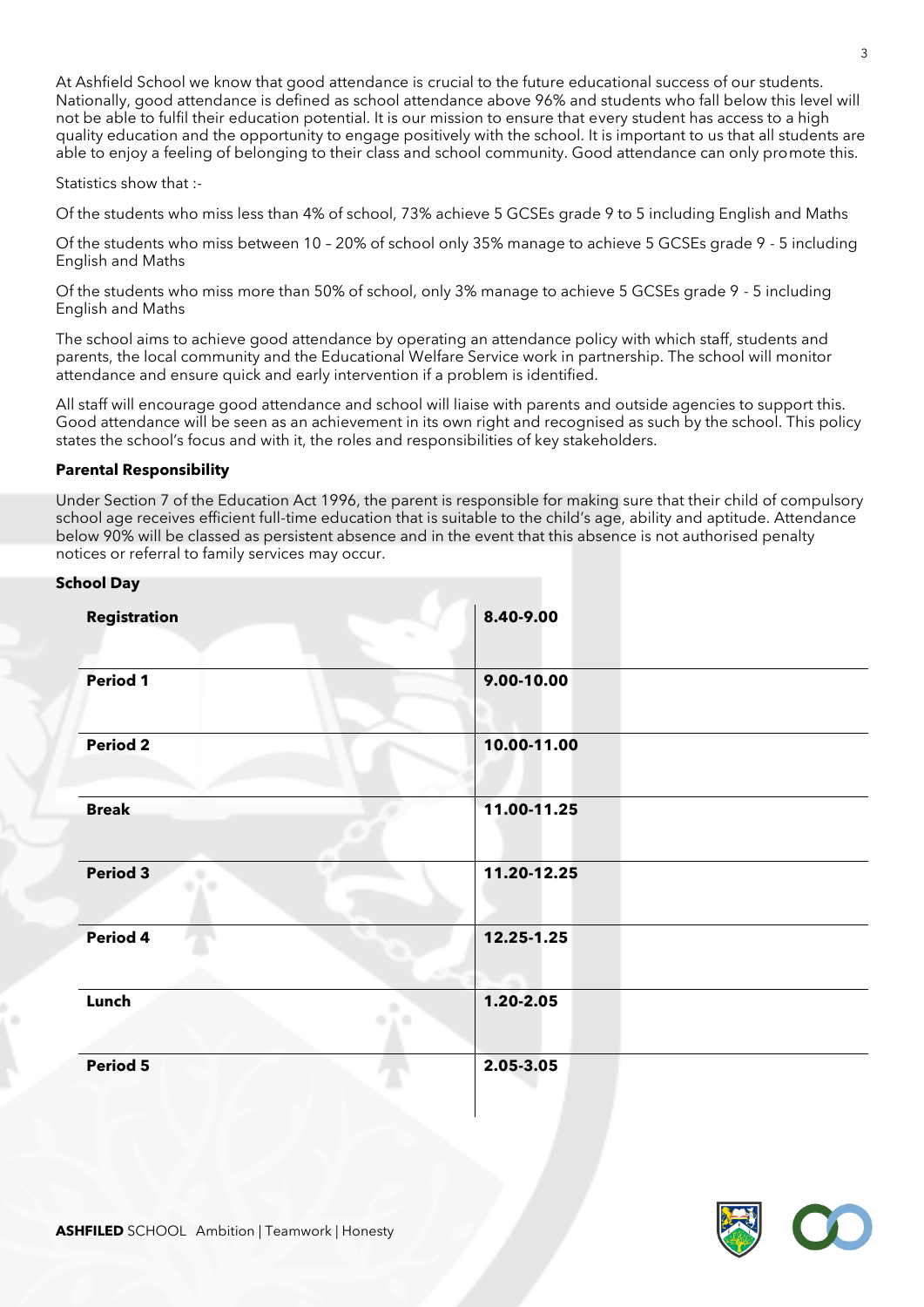At Ashfield School we know that good attendance is crucial to the future educational success of our students. Nationally, good attendance is defined as school attendance above 96% and students who fall below this level will not be able to fulfil their education potential. It is our mission to ensure that every student has access to a high quality education and the opportunity to engage positively with the school. It is important to us that all students are able to enjoy a feeling of belonging to their class and school community. Good attendance can only promote this.

Statistics show that :-

Of the students who miss less than 4% of school, 73% achieve 5 GCSEs grade 9 to 5 including English and Maths

Of the students who miss between 10 – 20% of school only 35% manage to achieve 5 GCSEs grade 9 - 5 including English and Maths

Of the students who miss more than 50% of school, only 3% manage to achieve 5 GCSEs grade 9 - 5 including English and Maths

The school aims to achieve good attendance by operating an attendance policy with which staff, students and parents, the local community and the Educational Welfare Service work in partnership. The school will monitor attendance and ensure quick and early intervention if a problem is identified.

All staff will encourage good attendance and school will liaise with parents and outside agencies to support this. Good attendance will be seen as an achievement in its own right and recognised as such by the school. This policy states the school's focus and with it, the roles and responsibilities of key stakeholders.

**Parental Responsibility**

Under Section 7 of the Education Act 1996, the parent is responsible for making sure that their child of compulsory school age receives efficient full-time education that is suitable to the child's age, ability and aptitude. Attendance below 90% will be classed as persistent absence and in the event that this absence is not authorised penalty notices or referral to family services may occur.

**School Day**

| **Registration** | **8.40-9.00** |
|---|---|
| **Period 1** | **9.00-10.00** |
| **Period 2** | **10.00-11.00** |
| **Break** | **11.00-11.25** |
| **Period 3** | **11.20-12.25** |
| **Period 4** | **12.25-1.25** |
| **Lunch** | **1.20-2.05** |
| **Period 5** | **2.05-3.05** |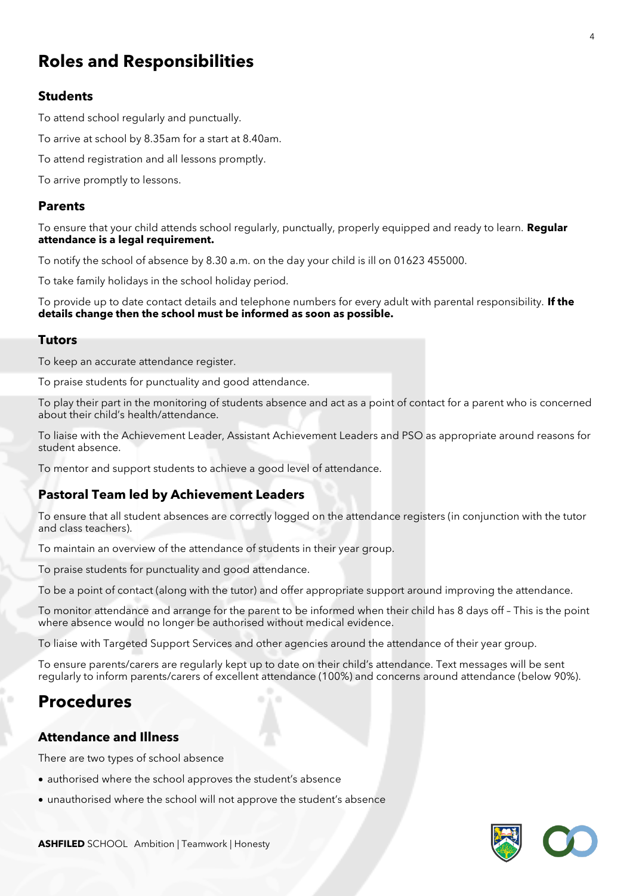# Roles and Responsibilities

## Students

To attend school regularly and punctually.

To arrive at school by 8.35am for a start at 8.40am.

To attend registration and all lessons promptly.

To arrive promptly to lessons.

## Parents

To ensure that your child attends school regularly, punctually, properly equipped and ready to learn. **Regular attendance is a legal requirement.**

To notify the school of absence by 8.30 a.m. on the day your child is ill on 01623 455000.

To take family holidays in the school holiday period.

To provide up to date contact details and telephone numbers for every adult with parental responsibility. **If the details change then the school must be informed as soon as possible.**

## Tutors

To keep an accurate attendance register.

To praise students for punctuality and good attendance.

To play their part in the monitoring of students absence and act as a point of contact for a parent who is concerned about their child's health/attendance.

To liaise with the Achievement Leader, Assistant Achievement Leaders and PSO as appropriate around reasons for student absence.

To mentor and support students to achieve a good level of attendance.

## Pastoral Team led by Achievement Leaders

To ensure that all student absences are correctly logged on the attendance registers (in conjunction with the tutor and class teachers).

To maintain an overview of the attendance of students in their year group.

To praise students for punctuality and good attendance.

To be a point of contact (along with the tutor) and offer appropriate support around improving the attendance.

To monitor attendance and arrange for the parent to be informed when their child has 8 days off – This is the point where absence would no longer be authorised without medical evidence.

To liaise with Targeted Support Services and other agencies around the attendance of their year group.

To ensure parents/carers are regularly kept up to date on their child's attendance. Text messages will be sent regularly to inform parents/carers of excellent attendance (100%) and concerns around attendance (below 90%).

# Procedures

## Attendance and Illness

There are two types of school absence

- authorised where the school approves the student's absence
- unauthorised where the school will not approve the student's absence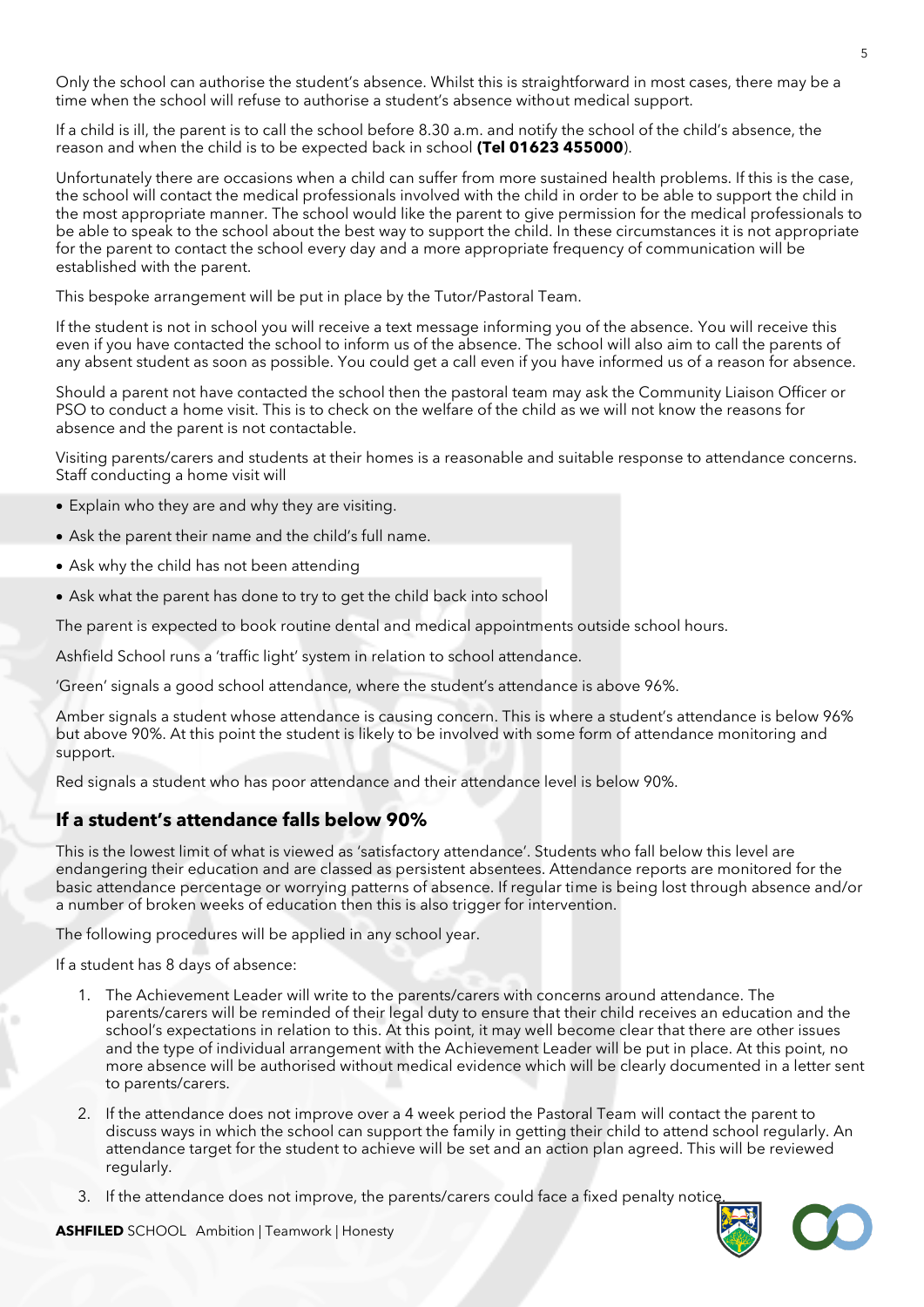Only the school can authorise the student's absence. Whilst this is straightforward in most cases, there may be a time when the school will refuse to authorise a student's absence without medical support.

If a child is ill, the parent is to call the school before 8.30 a.m. and notify the school of the child's absence, the reason and when the child is to be expected back in school **(Tel 01623 455000)**.

Unfortunately there are occasions when a child can suffer from more sustained health problems. If this is the case, the school will contact the medical professionals involved with the child in order to be able to support the child in the most appropriate manner. The school would like the parent to give permission for the medical professionals to be able to speak to the school about the best way to support the child. In these circumstances it is not appropriate for the parent to contact the school every day and a more appropriate frequency of communication will be established with the parent.

This bespoke arrangement will be put in place by the Tutor/Pastoral Team.

If the student is not in school you will receive a text message informing you of the absence. You will receive this even if you have contacted the school to inform us of the absence. The school will also aim to call the parents of any absent student as soon as possible. You could get a call even if you have informed us of a reason for absence.

Should a parent not have contacted the school then the pastoral team may ask the Community Liaison Officer or PSO to conduct a home visit. This is to check on the welfare of the child as we will not know the reasons for absence and the parent is not contactable.

Visiting parents/carers and students at their homes is a reasonable and suitable response to attendance concerns. Staff conducting a home visit will

- Explain who they are and why they are visiting.
- Ask the parent their name and the child's full name.
- Ask why the child has not been attending
- Ask what the parent has done to try to get the child back into school

The parent is expected to book routine dental and medical appointments outside school hours.

Ashfield School runs a 'traffic light' system in relation to school attendance.

'Green' signals a good school attendance, where the student's attendance is above 96%.

Amber signals a student whose attendance is causing concern. This is where a student's attendance is below 96% but above 90%. At this point the student is likely to be involved with some form of attendance monitoring and support.

Red signals a student who has poor attendance and their attendance level is below 90%.

## If a student's attendance falls below 90%

This is the lowest limit of what is viewed as 'satisfactory attendance'. Students who fall below this level are endangering their education and are classed as persistent absentees. Attendance reports are monitored for the basic attendance percentage or worrying patterns of absence. If regular time is being lost through absence and/or a number of broken weeks of education then this is also trigger for intervention.

The following procedures will be applied in any school year.

If a student has 8 days of absence:

1. The Achievement Leader will write to the parents/carers with concerns around attendance. The parents/carers will be reminded of their legal duty to ensure that their child receives an education and the school's expectations in relation to this. At this point, it may well become clear that there are other issues and the type of individual arrangement with the Achievement Leader will be put in place. At this point, no more absence will be authorised without medical evidence which will be clearly documented in a letter sent to parents/carers.
2. If the attendance does not improve over a 4 week period the Pastoral Team will contact the parent to discuss ways in which the school can support the family in getting their child to attend school regularly. An attendance target for the student to achieve will be set and an action plan agreed. This will be reviewed regularly.
3. If the attendance does not improve, the parents/carers could face a fixed penalty notice.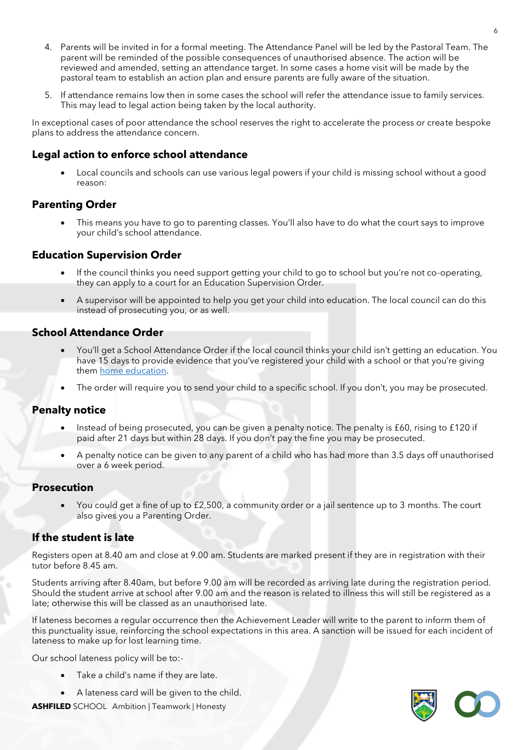4. Parents will be invited in for a formal meeting. The Attendance Panel will be led by the Pastoral Team. The parent will be reminded of the possible consequences of unauthorised absence. The action will be reviewed and amended, setting an attendance target. In some cases a home visit will be made by the pastoral team to establish an action plan and ensure parents are fully aware of the situation.

5. If attendance remains low then in some cases the school will refer the attendance issue to family services. This may lead to legal action being taken by the local authority.

In exceptional cases of poor attendance the school reserves the right to accelerate the process or create bespoke plans to address the attendance concern.

### Legal action to enforce school attendance

- Local councils and schools can use various legal powers if your child is missing school without a good reason:

### Parenting Order

- This means you have to go to parenting classes. You'll also have to do what the court says to improve your child's school attendance.

### Education Supervision Order

- If the council thinks you need support getting your child to go to school but you're not co-operating, they can apply to a court for an Education Supervision Order.
- A supervisor will be appointed to help you get your child into education. The local council can do this instead of prosecuting you, or as well.

### School Attendance Order

- You'll get a School Attendance Order if the local council thinks your child isn't getting an education. You have 15 days to provide evidence that you've registered your child with a school or that you're giving them [home education](home education).
- The order will require you to send your child to a specific school. If you don't, you may be prosecuted.

### Penalty notice

- Instead of being prosecuted, you can be given a penalty notice. The penalty is £60, rising to £120 if paid after 21 days but within 28 days. If you don't pay the fine you may be prosecuted.
- A penalty notice can be given to any parent of a child who has had more than 3.5 days off unauthorised over a 6 week period.

### Prosecution

- You could get a fine of up to £2,500, a community order or a jail sentence up to 3 months. The court also gives you a Parenting Order.

### If the student is late

Registers open at 8.40 am and close at 9.00 am. Students are marked present if they are in registration with their tutor before 8.45 am.

Students arriving after 8.40am, but before 9.00 am will be recorded as arriving late during the registration period. Should the student arrive at school after 9.00 am and the reason is related to illness this will still be registered as a late; otherwise this will be classed as an unauthorised late.

If lateness becomes a regular occurrence then the Achievement Leader will write to the parent to inform them of this punctuality issue, reinforcing the school expectations in this area. A sanction will be issued for each incident of lateness to make up for lost learning time.

Our school lateness policy will be to:-

- Take a child's name if they are late.
- A lateness card will be given to the child.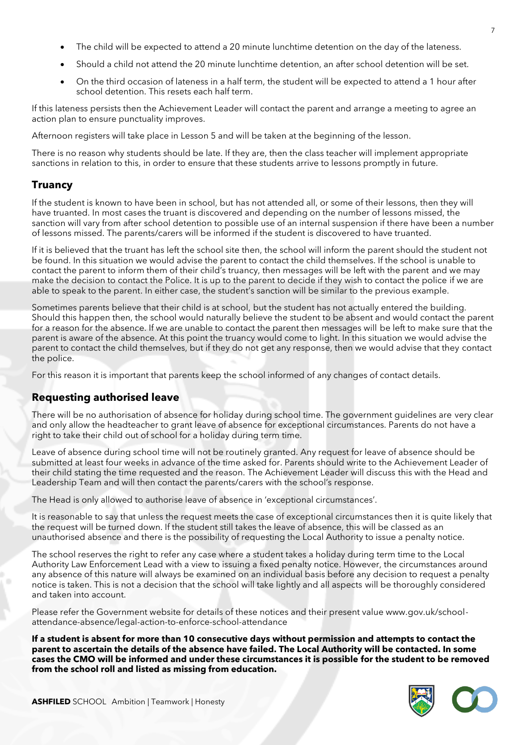- The child will be expected to attend a 20 minute lunchtime detention on the day of the lateness.
- Should a child not attend the 20 minute lunchtime detention, an after school detention will be set.
- On the third occasion of lateness in a half term, the student will be expected to attend a 1 hour after school detention. This resets each half term.

If this lateness persists then the Achievement Leader will contact the parent and arrange a meeting to agree an action plan to ensure punctuality improves.

Afternoon registers will take place in Lesson 5 and will be taken at the beginning of the lesson.

There is no reason why students should be late. If they are, then the class teacher will implement appropriate sanctions in relation to this, in order to ensure that these students arrive to lessons promptly in future.

## Truancy

If the student is known to have been in school, but has not attended all, or some of their lessons, then they will have truanted. In most cases the truant is discovered and depending on the number of lessons missed, the sanction will vary from after school detention to possible use of an internal suspension if there have been a number of lessons missed. The parents/carers will be informed if the student is discovered to have truanted.

If it is believed that the truant has left the school site then, the school will inform the parent should the student not be found. In this situation we would advise the parent to contact the child themselves. If the school is unable to contact the parent to inform them of their child's truancy, then messages will be left with the parent and we may make the decision to contact the Police. It is up to the parent to decide if they wish to contact the police if we are able to speak to the parent. In either case, the student's sanction will be similar to the previous example.

Sometimes parents believe that their child is at school, but the student has not actually entered the building. Should this happen then, the school would naturally believe the student to be absent and would contact the parent for a reason for the absence. If we are unable to contact the parent then messages will be left to make sure that the parent is aware of the absence. At this point the truancy would come to light. In this situation we would advise the parent to contact the child themselves, but if they do not get any response, then we would advise that they contact the police.

For this reason it is important that parents keep the school informed of any changes of contact details.

## Requesting authorised leave

There will be no authorisation of absence for holiday during school time. The government guidelines are very clear and only allow the headteacher to grant leave of absence for exceptional circumstances. Parents do not have a right to take their child out of school for a holiday during term time.

Leave of absence during school time will not be routinely granted. Any request for leave of absence should be submitted at least four weeks in advance of the time asked for. Parents should write to the Achievement Leader of their child stating the time requested and the reason. The Achievement Leader will discuss this with the Head and Leadership Team and will then contact the parents/carers with the school's response.

The Head is only allowed to authorise leave of absence in 'exceptional circumstances'.

It is reasonable to say that unless the request meets the case of exceptional circumstances then it is quite likely that the request will be turned down. If the student still takes the leave of absence, this will be classed as an unauthorised absence and there is the possibility of requesting the Local Authority to issue a penalty notice.

The school reserves the right to refer any case where a student takes a holiday during term time to the Local Authority Law Enforcement Lead with a view to issuing a fixed penalty notice. However, the circumstances around any absence of this nature will always be examined on an individual basis before any decision to request a penalty notice is taken. This is not a decision that the school will take lightly and all aspects will be thoroughly considered and taken into account.

Please refer the Government website for details of these notices and their present value www.gov.uk/school-attendance-absence/legal-action-to-enforce-school-attendance

**If a student is absent for more than 10 consecutive days without permission and attempts to contact the parent to ascertain the details of the absence have failed. The Local Authority will be contacted. In some cases the CMO will be informed and under these circumstances it is possible for the student to be removed from the school roll and listed as missing from education.**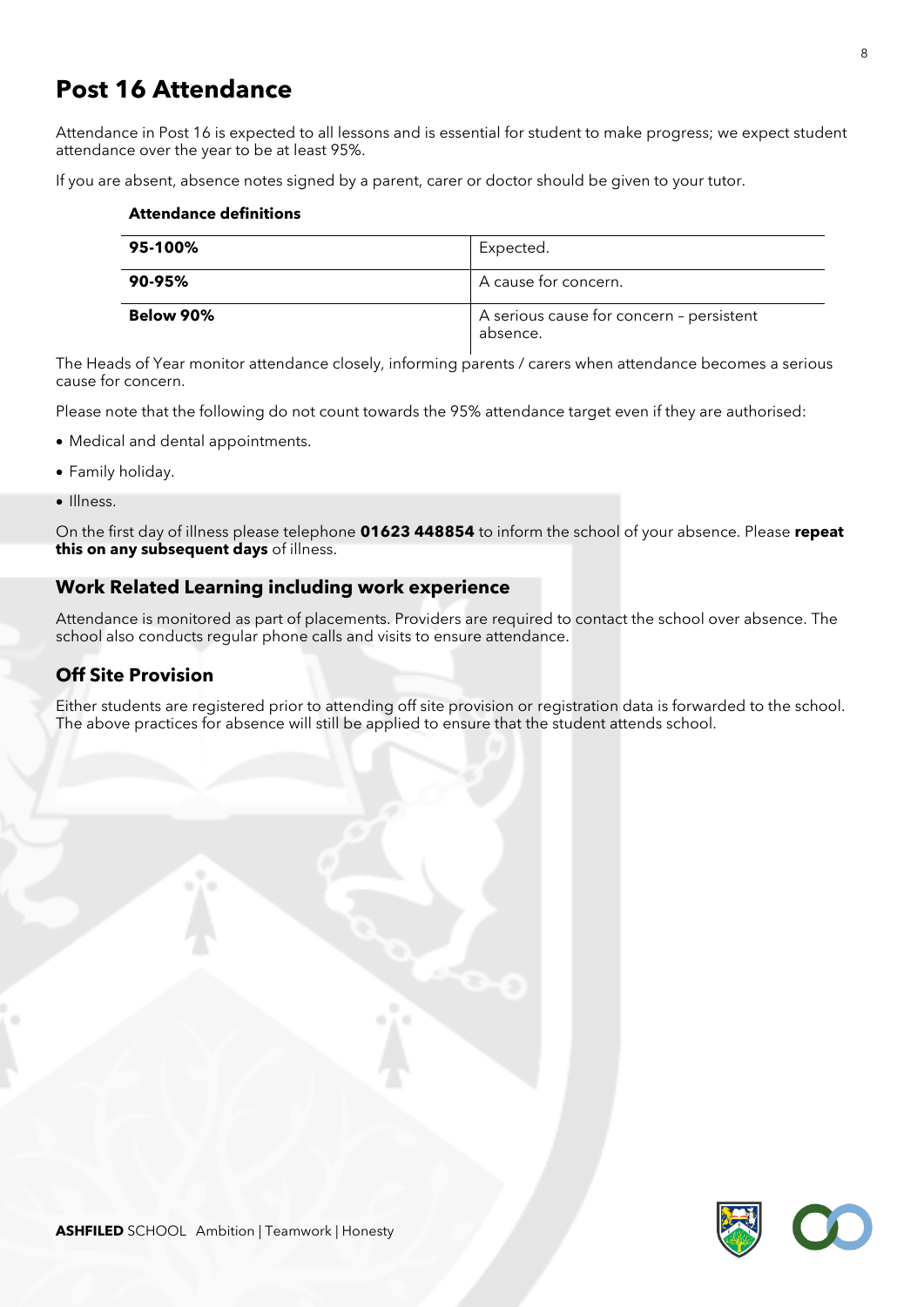# Post 16 Attendance

Attendance in Post 16 is expected to all lessons and is essential for student to make progress; we expect student attendance over the year to be at least 95%.

If you are absent, absence notes signed by a parent, carer or doctor should be given to your tutor.

**Attendance definitions**

| | |
|---|---|
| **95-100%** | Expected. |
| **90-95%** | A cause for concern. |
| **Below 90%** | A serious cause for concern – persistent absence. |

The Heads of Year monitor attendance closely, informing parents / carers when attendance becomes a serious cause for concern.

Please note that the following do not count towards the 95% attendance target even if they are authorised:

- Medical and dental appointments.
- Family holiday.
- Illness.

On the first day of illness please telephone **01623 448854** to inform the school of your absence. Please **repeat this on any subsequent days** of illness.

## Work Related Learning including work experience

Attendance is monitored as part of placements. Providers are required to contact the school over absence. The school also conducts regular phone calls and visits to ensure attendance.

## Off Site Provision

Either students are registered prior to attending off site provision or registration data is forwarded to the school. The above practices for absence will still be applied to ensure that the student attends school.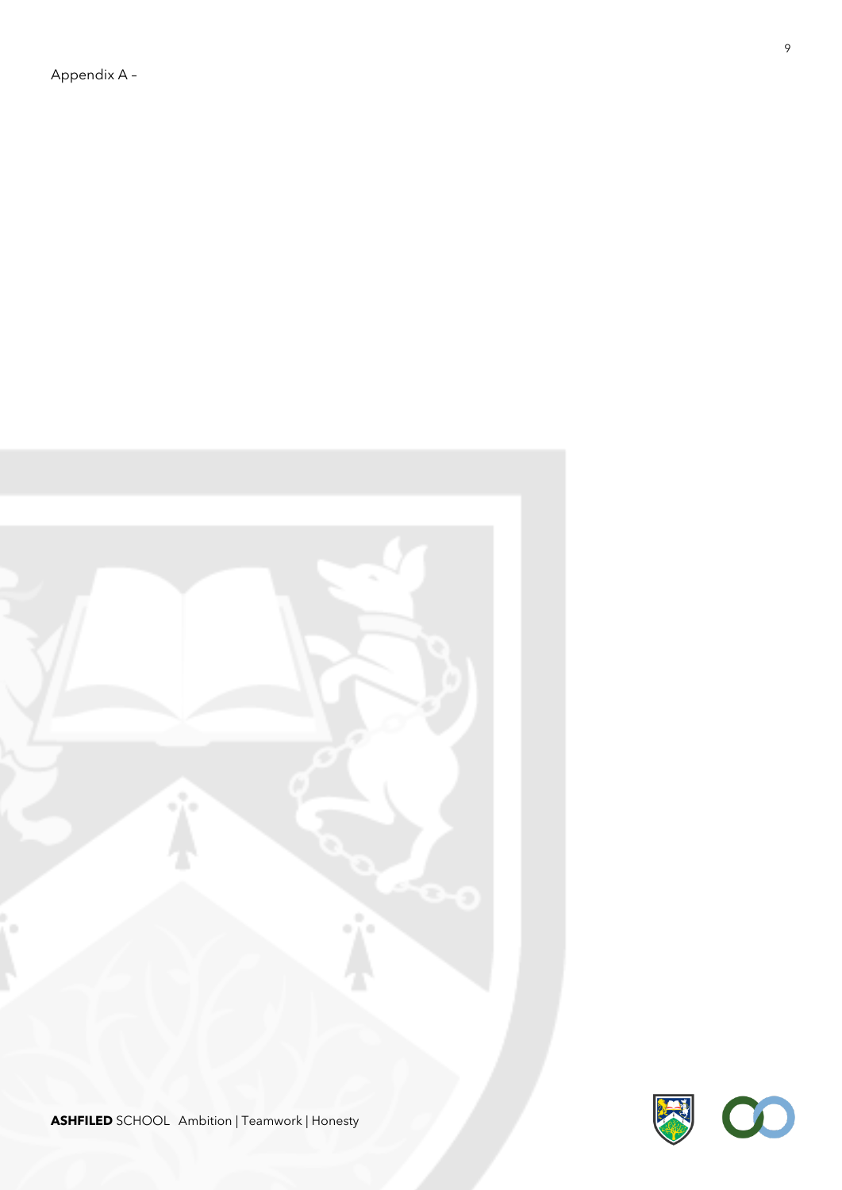Appendix A –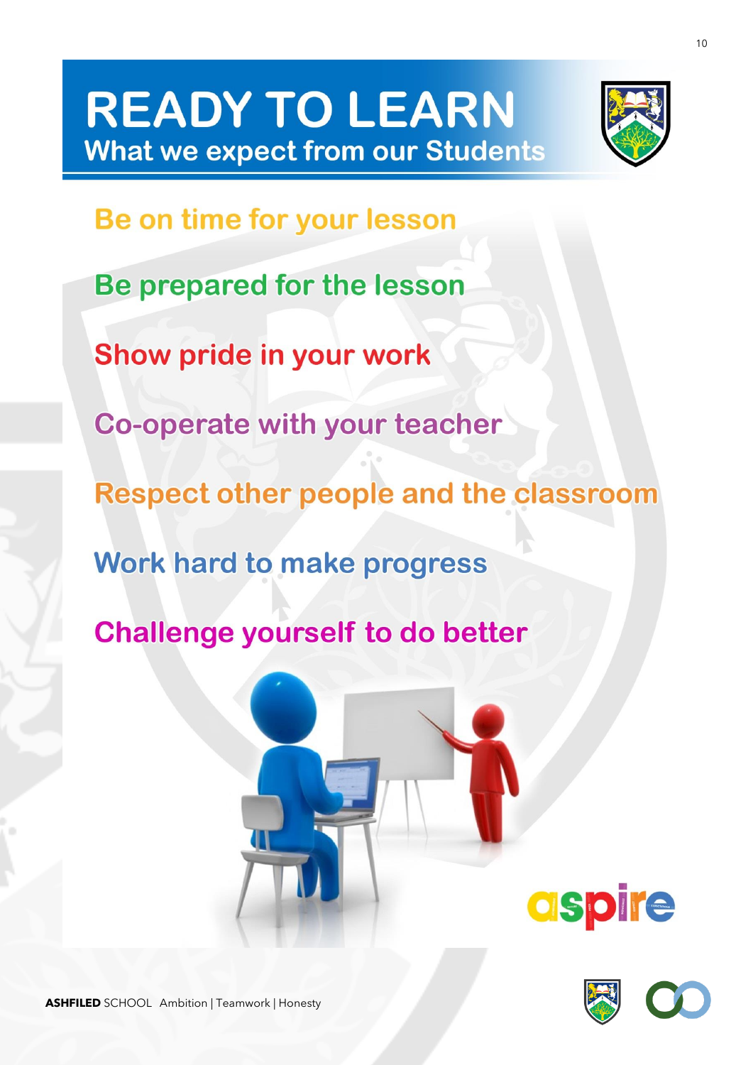# READY TO LEARN

## What we expect from our Students

**Be on time for your lesson**

**Be prepared for the lesson**

**Show pride in your work**

**Co-operate with your teacher**

**Respect other people and the classroom**

**Work hard to make progress**

**Challenge yourself to do better**

aspire

**ASHFILED** SCHOOL Ambition | Teamwork | Honesty